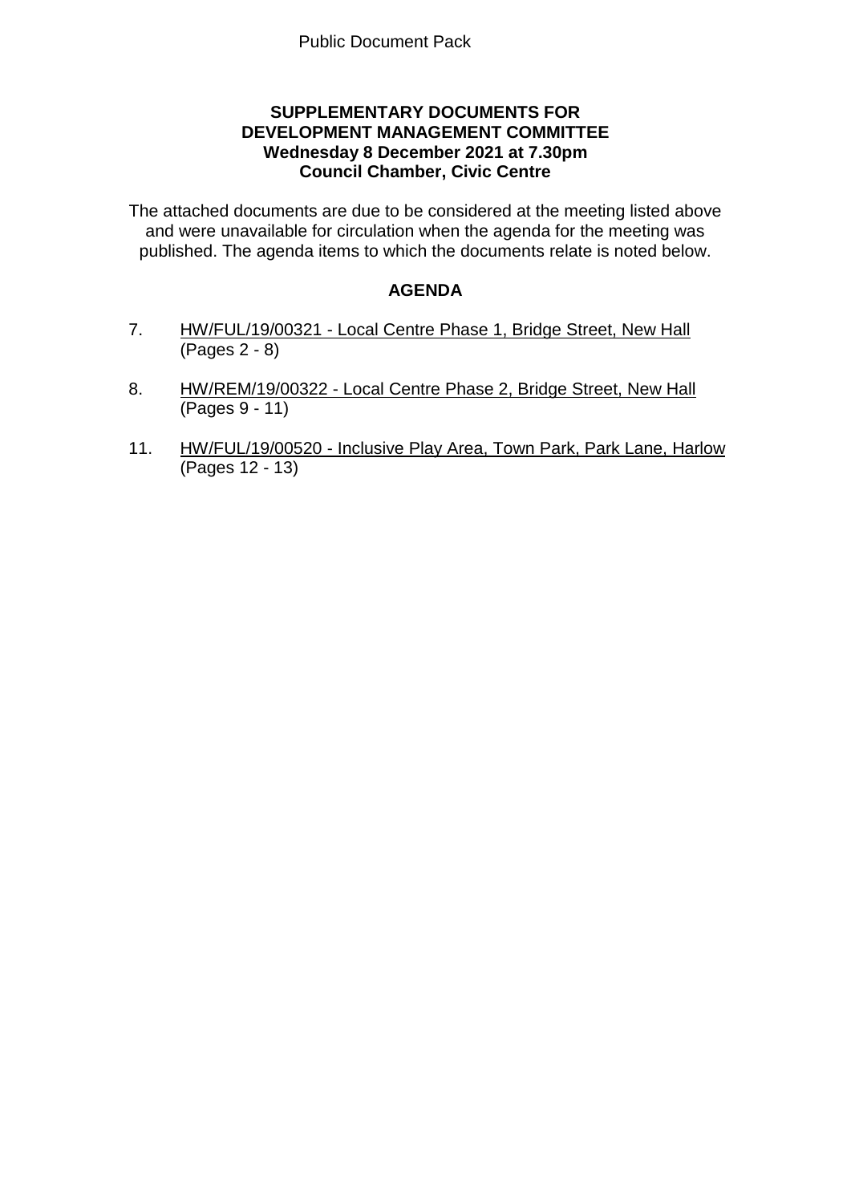Public Document Pack

**SUPPLEMENTARY DOCUMENTS FOR DEVELOPMENT MANAGEMENT COMMITTEE**
**Wednesday 8 December 2021 at 7.30pm**
**Council Chamber, Civic Centre**

The attached documents are due to be considered at the meeting listed above and were unavailable for circulation when the agenda for the meeting was published. The agenda items to which the documents relate is noted below.

## AGENDA

7. HW/FUL/19/00321 - Local Centre Phase 1, Bridge Street, New Hall (Pages 2 - 8)

8. HW/REM/19/00322 - Local Centre Phase 2, Bridge Street, New Hall (Pages 9 - 11)

11. HW/FUL/19/00520 - Inclusive Play Area, Town Park, Park Lane, Harlow (Pages 12 - 13)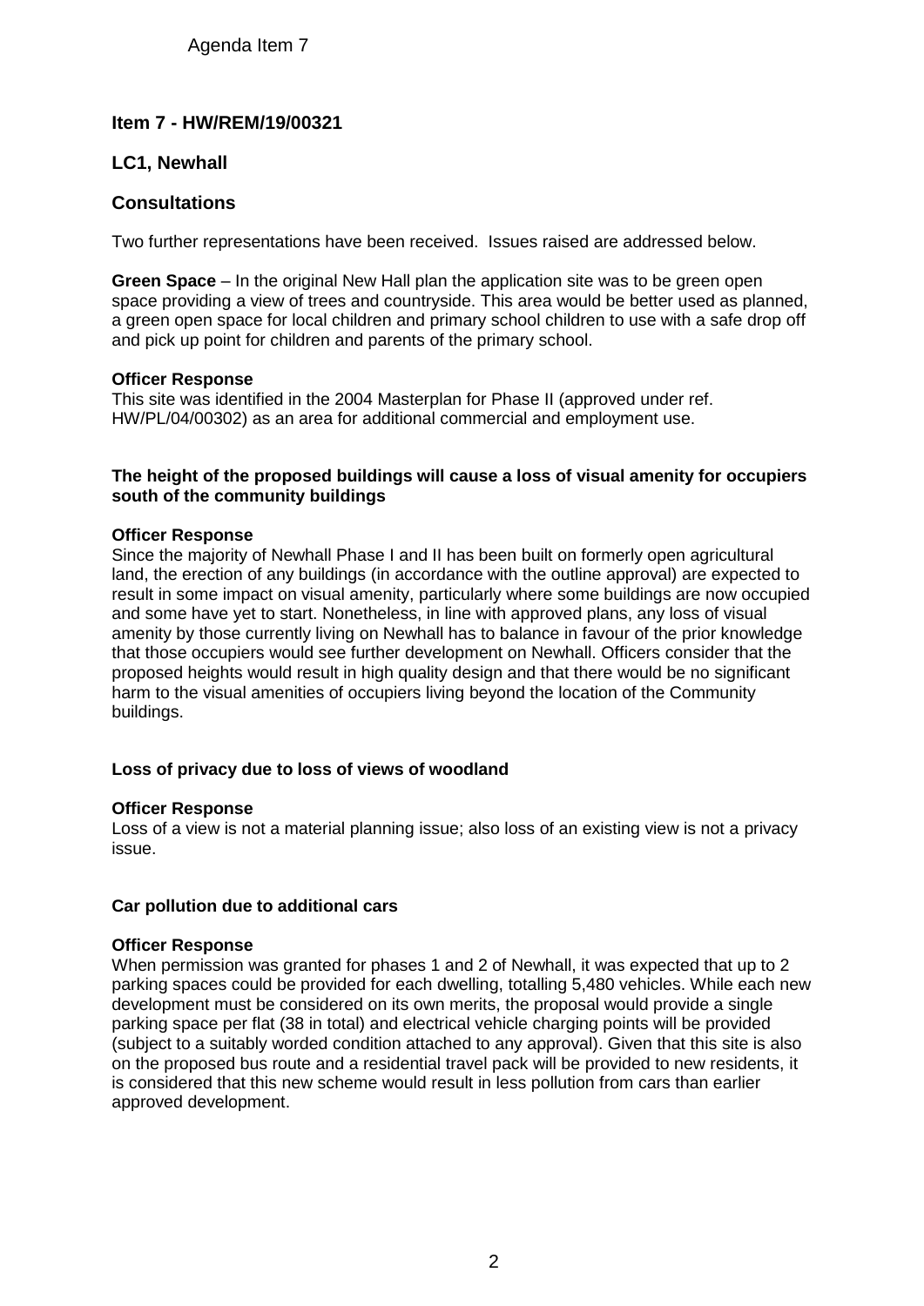Agenda Item 7

## Item 7 - HW/REM/19/00321

## LC1, Newhall

## Consultations

Two further representations have been received. Issues raised are addressed below.

**Green Space** – In the original New Hall plan the application site was to be green open space providing a view of trees and countryside. This area would be better used as planned, a green open space for local children and primary school children to use with a safe drop off and pick up point for children and parents of the primary school.

**Officer Response**
This site was identified in the 2004 Masterplan for Phase II (approved under ref. HW/PL/04/00302) as an area for additional commercial and employment use.

**The height of the proposed buildings will cause a loss of visual amenity for occupiers south of the community buildings**

**Officer Response**
Since the majority of Newhall Phase I and II has been built on formerly open agricultural land, the erection of any buildings (in accordance with the outline approval) are expected to result in some impact on visual amenity, particularly where some buildings are now occupied and some have yet to start. Nonetheless, in line with approved plans, any loss of visual amenity by those currently living on Newhall has to balance in favour of the prior knowledge that those occupiers would see further development on Newhall. Officers consider that the proposed heights would result in high quality design and that there would be no significant harm to the visual amenities of occupiers living beyond the location of the Community buildings.

**Loss of privacy due to loss of views of woodland**

**Officer Response**
Loss of a view is not a material planning issue; also loss of an existing view is not a privacy issue.

**Car pollution due to additional cars**

**Officer Response**
When permission was granted for phases 1 and 2 of Newhall, it was expected that up to 2 parking spaces could be provided for each dwelling, totalling 5,480 vehicles. While each new development must be considered on its own merits, the proposal would provide a single parking space per flat (38 in total) and electrical vehicle charging points will be provided (subject to a suitably worded condition attached to any approval). Given that this site is also on the proposed bus route and a residential travel pack will be provided to new residents, it is considered that this new scheme would result in less pollution from cars than earlier approved development.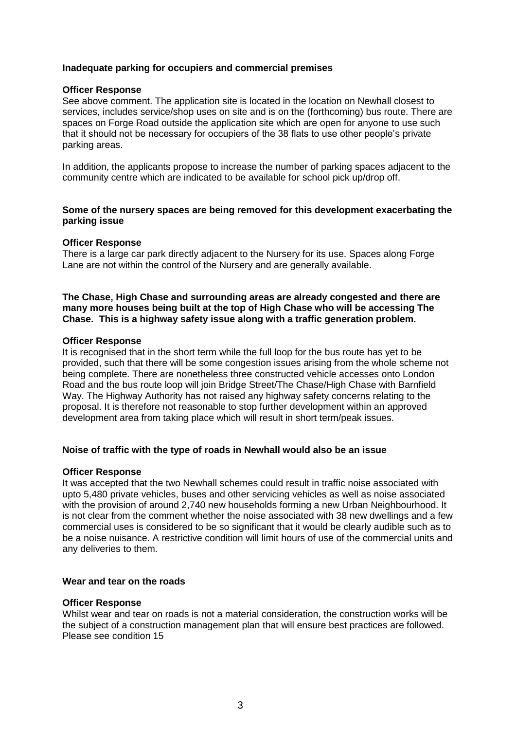**Inadequate parking for occupiers and commercial premises**

**Officer Response**

See above comment. The application site is located in the location on Newhall closest to services, includes service/shop uses on site and is on the (forthcoming) bus route. There are spaces on Forge Road outside the application site which are open for anyone to use such that it should not be necessary for occupiers of the 38 flats to use other people's private parking areas.

In addition, the applicants propose to increase the number of parking spaces adjacent to the community centre which are indicated to be available for school pick up/drop off.

**Some of the nursery spaces are being removed for this development exacerbating the parking issue**

**Officer Response**

There is a large car park directly adjacent to the Nursery for its use. Spaces along Forge Lane are not within the control of the Nursery and are generally available.

**The Chase, High Chase and surrounding areas are already congested and there are many more houses being built at the top of High Chase who will be accessing The Chase. This is a highway safety issue along with a traffic generation problem.**

**Officer Response**

It is recognised that in the short term while the full loop for the bus route has yet to be provided, such that there will be some congestion issues arising from the whole scheme not being complete. There are nonetheless three constructed vehicle accesses onto London Road and the bus route loop will join Bridge Street/The Chase/High Chase with Barnfield Way. The Highway Authority has not raised any highway safety concerns relating to the proposal. It is therefore not reasonable to stop further development within an approved development area from taking place which will result in short term/peak issues.

**Noise of traffic with the type of roads in Newhall would also be an issue**

**Officer Response**

It was accepted that the two Newhall schemes could result in traffic noise associated with upto 5,480 private vehicles, buses and other servicing vehicles as well as noise associated with the provision of around 2,740 new households forming a new Urban Neighbourhood. It is not clear from the comment whether the noise associated with 38 new dwellings and a few commercial uses is considered to be so significant that it would be clearly audible such as to be a noise nuisance. A restrictive condition will limit hours of use of the commercial units and any deliveries to them.

**Wear and tear on the roads**

**Officer Response**

Whilst wear and tear on roads is not a material consideration, the construction works will be the subject of a construction management plan that will ensure best practices are followed. Please see condition 15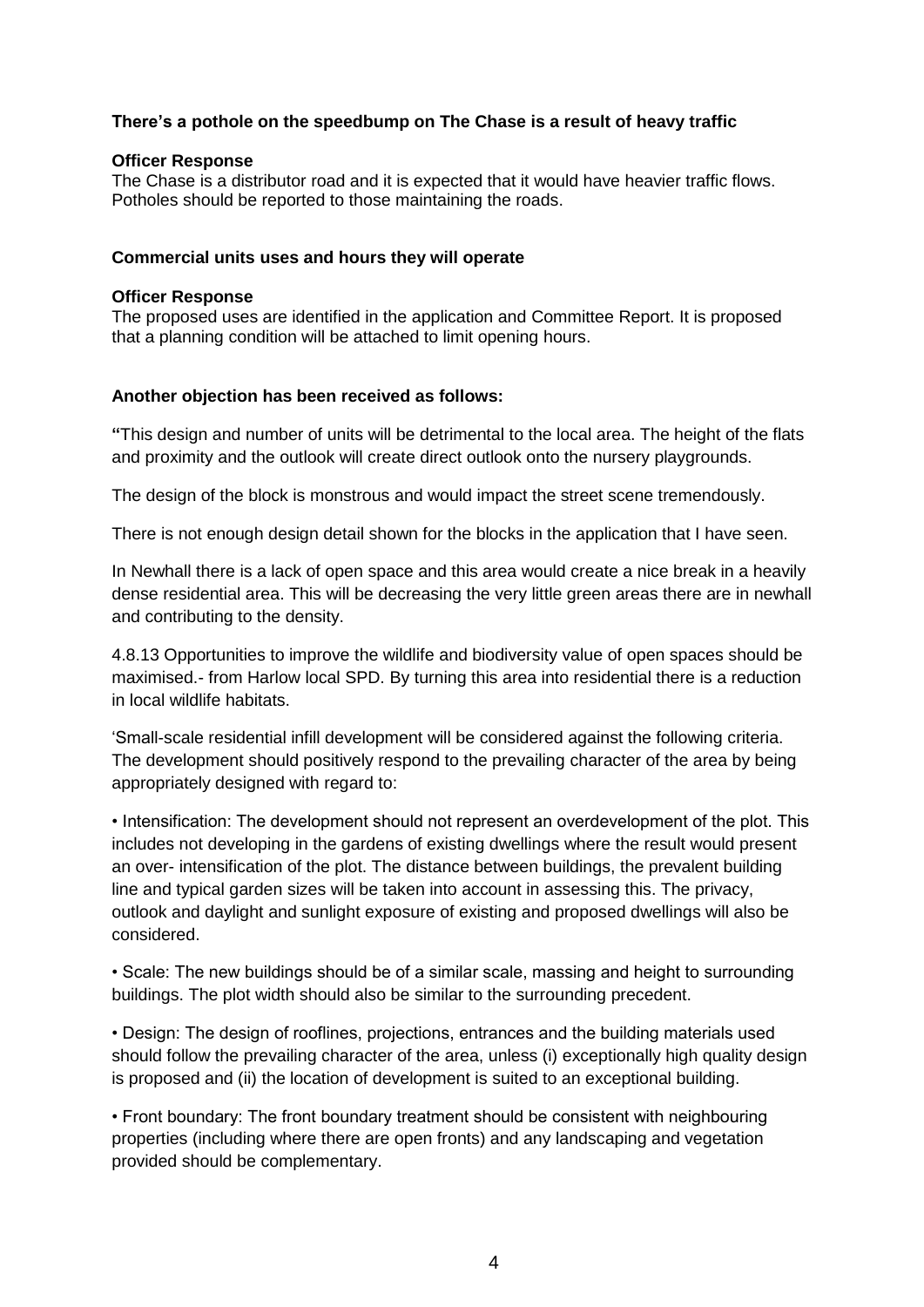**There's a pothole on the speedbump on The Chase is a result of heavy traffic**

**Officer Response**
The Chase is a distributor road and it is expected that it would have heavier traffic flows. Potholes should be reported to those maintaining the roads.

**Commercial units uses and hours they will operate**

**Officer Response**
The proposed uses are identified in the application and Committee Report. It is proposed that a planning condition will be attached to limit opening hours.

**Another objection has been received as follows:**

**"**This design and number of units will be detrimental to the local area. The height of the flats and proximity and the outlook will create direct outlook onto the nursery playgrounds.

The design of the block is monstrous and would impact the street scene tremendously.

There is not enough design detail shown for the blocks in the application that I have seen.

In Newhall there is a lack of open space and this area would create a nice break in a heavily dense residential area. This will be decreasing the very little green areas there are in newhall and contributing to the density.

4.8.13 Opportunities to improve the wildlife and biodiversity value of open spaces should be maximised.- from Harlow local SPD. By turning this area into residential there is a reduction in local wildlife habitats.

'Small-scale residential infill development will be considered against the following criteria. The development should positively respond to the prevailing character of the area by being appropriately designed with regard to:

• Intensification: The development should not represent an overdevelopment of the plot. This includes not developing in the gardens of existing dwellings where the result would present an over- intensification of the plot. The distance between buildings, the prevalent building line and typical garden sizes will be taken into account in assessing this. The privacy, outlook and daylight and sunlight exposure of existing and proposed dwellings will also be considered.

• Scale: The new buildings should be of a similar scale, massing and height to surrounding buildings. The plot width should also be similar to the surrounding precedent.

• Design: The design of rooflines, projections, entrances and the building materials used should follow the prevailing character of the area, unless (i) exceptionally high quality design is proposed and (ii) the location of development is suited to an exceptional building.

• Front boundary: The front boundary treatment should be consistent with neighbouring properties (including where there are open fronts) and any landscaping and vegetation provided should be complementary.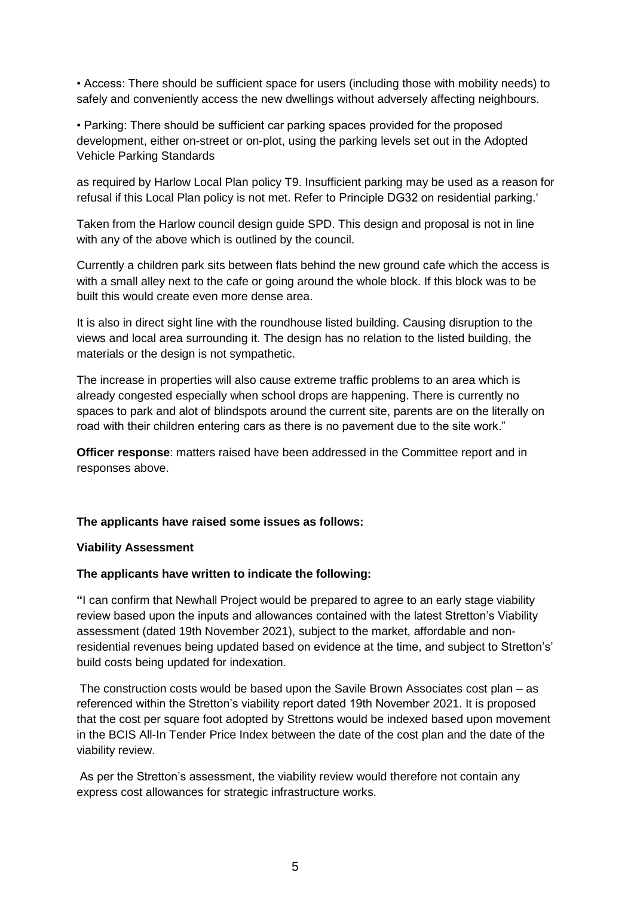• Access: There should be sufficient space for users (including those with mobility needs) to safely and conveniently access the new dwellings without adversely affecting neighbours.

• Parking: There should be sufficient car parking spaces provided for the proposed development, either on-street or on-plot, using the parking levels set out in the Adopted Vehicle Parking Standards

as required by Harlow Local Plan policy T9. Insufficient parking may be used as a reason for refusal if this Local Plan policy is not met. Refer to Principle DG32 on residential parking.'

Taken from the Harlow council design guide SPD. This design and proposal is not in line with any of the above which is outlined by the council.

Currently a children park sits between flats behind the new ground cafe which the access is with a small alley next to the cafe or going around the whole block. If this block was to be built this would create even more dense area.

It is also in direct sight line with the roundhouse listed building. Causing disruption to the views and local area surrounding it. The design has no relation to the listed building, the materials or the design is not sympathetic.

The increase in properties will also cause extreme traffic problems to an area which is already congested especially when school drops are happening. There is currently no spaces to park and alot of blindspots around the current site, parents are on the literally on road with their children entering cars as there is no pavement due to the site work."

**Officer response**: matters raised have been addressed in the Committee report and in responses above.

**The applicants have raised some issues as follows:**

**Viability Assessment**

**The applicants have written to indicate the following:**

**"**I can confirm that Newhall Project would be prepared to agree to an early stage viability review based upon the inputs and allowances contained with the latest Stretton's Viability assessment (dated 19th November 2021), subject to the market, affordable and non-residential revenues being updated based on evidence at the time, and subject to Stretton's' build costs being updated for indexation.

The construction costs would be based upon the Savile Brown Associates cost plan – as referenced within the Stretton's viability report dated 19th November 2021. It is proposed that the cost per square foot adopted by Strettons would be indexed based upon movement in the BCIS All-In Tender Price Index between the date of the cost plan and the date of the viability review.

As per the Stretton's assessment, the viability review would therefore not contain any express cost allowances for strategic infrastructure works.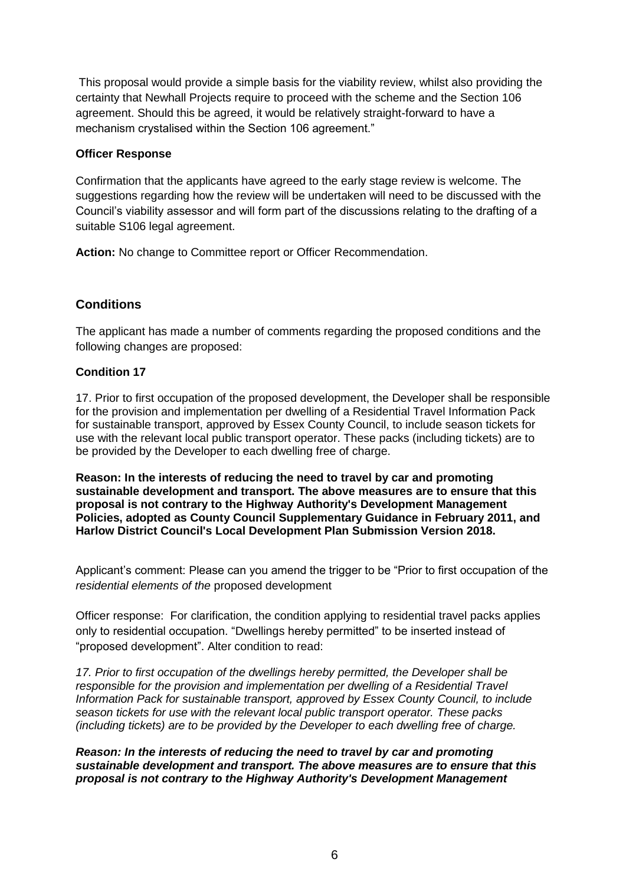This proposal would provide a simple basis for the viability review, whilst also providing the certainty that Newhall Projects require to proceed with the scheme and the Section 106 agreement. Should this be agreed, it would be relatively straight-forward to have a mechanism crystalised within the Section 106 agreement."

**Officer Response**

Confirmation that the applicants have agreed to the early stage review is welcome. The suggestions regarding how the review will be undertaken will need to be discussed with the Council's viability assessor and will form part of the discussions relating to the drafting of a suitable S106 legal agreement.

**Action:** No change to Committee report or Officer Recommendation.

## Conditions

The applicant has made a number of comments regarding the proposed conditions and the following changes are proposed:

**Condition 17**

17. Prior to first occupation of the proposed development, the Developer shall be responsible for the provision and implementation per dwelling of a Residential Travel Information Pack for sustainable transport, approved by Essex County Council, to include season tickets for use with the relevant local public transport operator. These packs (including tickets) are to be provided by the Developer to each dwelling free of charge.

**Reason: In the interests of reducing the need to travel by car and promoting sustainable development and transport. The above measures are to ensure that this proposal is not contrary to the Highway Authority's Development Management Policies, adopted as County Council Supplementary Guidance in February 2011, and Harlow District Council's Local Development Plan Submission Version 2018.**

Applicant's comment: Please can you amend the trigger to be "Prior to first occupation of the *residential elements of the* proposed development

Officer response: For clarification, the condition applying to residential travel packs applies only to residential occupation. "Dwellings hereby permitted" to be inserted instead of "proposed development". Alter condition to read:

*17. Prior to first occupation of the dwellings hereby permitted, the Developer shall be responsible for the provision and implementation per dwelling of a Residential Travel Information Pack for sustainable transport, approved by Essex County Council, to include season tickets for use with the relevant local public transport operator. These packs (including tickets) are to be provided by the Developer to each dwelling free of charge.*

***Reason: In the interests of reducing the need to travel by car and promoting sustainable development and transport. The above measures are to ensure that this proposal is not contrary to the Highway Authority's Development Management***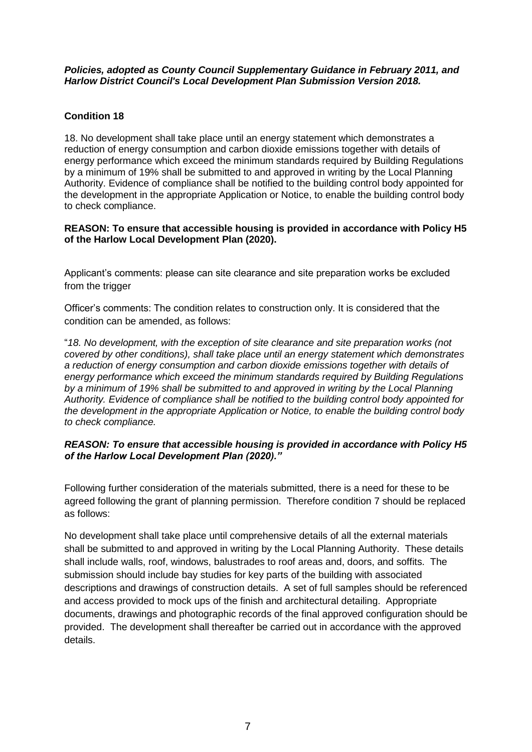***Policies, adopted as County Council Supplementary Guidance in February 2011, and Harlow District Council's Local Development Plan Submission Version 2018.***

**Condition 18**

18. No development shall take place until an energy statement which demonstrates a reduction of energy consumption and carbon dioxide emissions together with details of energy performance which exceed the minimum standards required by Building Regulations by a minimum of 19% shall be submitted to and approved in writing by the Local Planning Authority. Evidence of compliance shall be notified to the building control body appointed for the development in the appropriate Application or Notice, to enable the building control body to check compliance.

**REASON: To ensure that accessible housing is provided in accordance with Policy H5 of the Harlow Local Development Plan (2020).**

Applicant's comments: please can site clearance and site preparation works be excluded from the trigger

Officer's comments: The condition relates to construction only. It is considered that the condition can be amended, as follows:

"*18. No development, with the exception of site clearance and site preparation works (not covered by other conditions), shall take place until an energy statement which demonstrates a reduction of energy consumption and carbon dioxide emissions together with details of energy performance which exceed the minimum standards required by Building Regulations by a minimum of 19% shall be submitted to and approved in writing by the Local Planning Authority. Evidence of compliance shall be notified to the building control body appointed for the development in the appropriate Application or Notice, to enable the building control body to check compliance.*

***REASON: To ensure that accessible housing is provided in accordance with Policy H5 of the Harlow Local Development Plan (2020)."***

Following further consideration of the materials submitted, there is a need for these to be agreed following the grant of planning permission. Therefore condition 7 should be replaced as follows:

No development shall take place until comprehensive details of all the external materials shall be submitted to and approved in writing by the Local Planning Authority. These details shall include walls, roof, windows, balustrades to roof areas and, doors, and soffits. The submission should include bay studies for key parts of the building with associated descriptions and drawings of construction details. A set of full samples should be referenced and access provided to mock ups of the finish and architectural detailing. Appropriate documents, drawings and photographic records of the final approved configuration should be provided. The development shall thereafter be carried out in accordance with the approved details.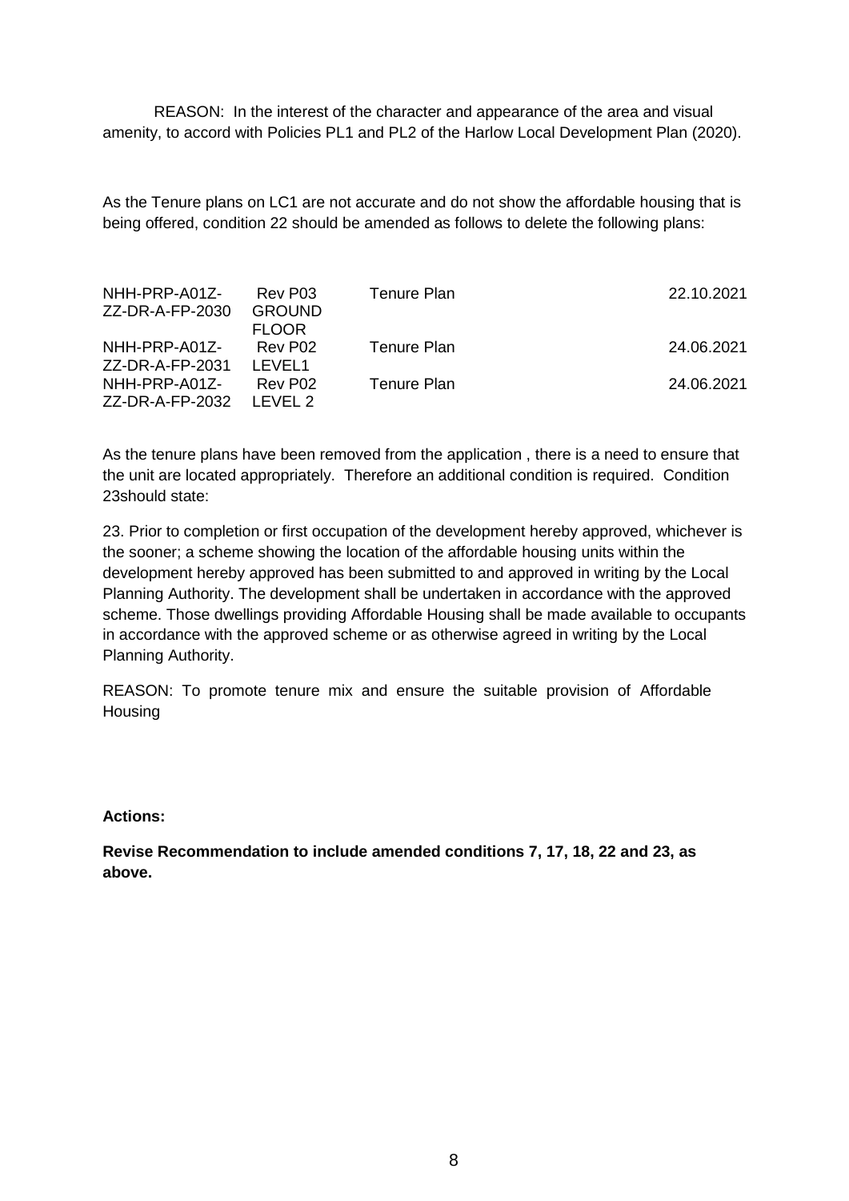REASON: In the interest of the character and appearance of the area and visual amenity, to accord with Policies PL1 and PL2 of the Harlow Local Development Plan (2020).

As the Tenure plans on LC1 are not accurate and do not show the affordable housing that is being offered, condition 22 should be amended as follows to delete the following plans:

| | | | |
|---|---|---|---|
| NHH-PRP-A01Z-ZZ-DR-A-FP-2030 | Rev P03 GROUND FLOOR | Tenure Plan | 22.10.2021 |
| NHH-PRP-A01Z-ZZ-DR-A-FP-2031 | Rev P02 LEVEL1 | Tenure Plan | 24.06.2021 |
| NHH-PRP-A01Z-ZZ-DR-A-FP-2032 | Rev P02 LEVEL 2 | Tenure Plan | 24.06.2021 |

As the tenure plans have been removed from the application , there is a need to ensure that the unit are located appropriately. Therefore an additional condition is required. Condition 23should state:

23. Prior to completion or first occupation of the development hereby approved, whichever is the sooner; a scheme showing the location of the affordable housing units within the development hereby approved has been submitted to and approved in writing by the Local Planning Authority. The development shall be undertaken in accordance with the approved scheme. Those dwellings providing Affordable Housing shall be made available to occupants in accordance with the approved scheme or as otherwise agreed in writing by the Local Planning Authority.

REASON: To promote tenure mix and ensure the suitable provision of Affordable Housing

**Actions:**

**Revise Recommendation to include amended conditions 7, 17, 18, 22 and 23, as above.**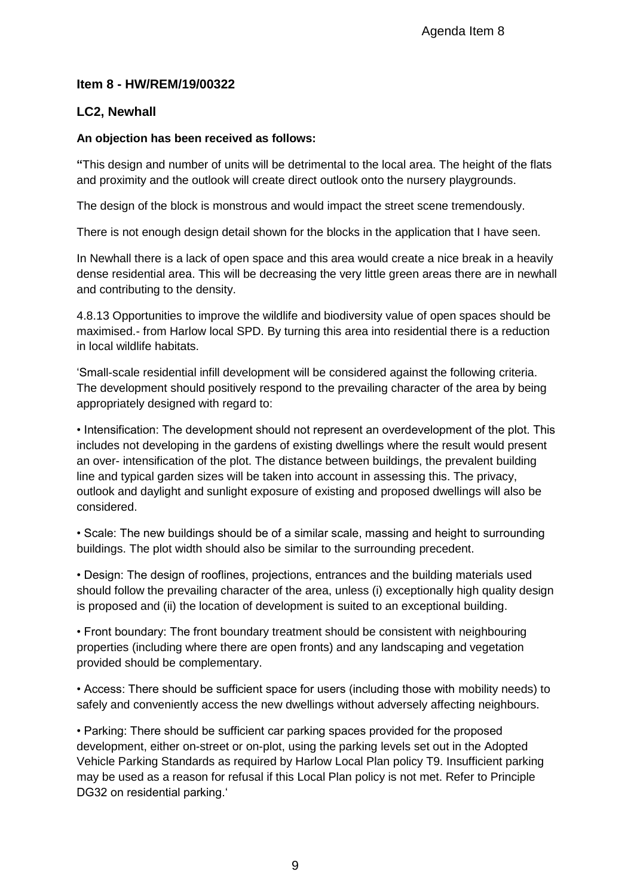Agenda Item 8

**Item 8 - HW/REM/19/00322**

**LC2, Newhall**

**An objection has been received as follows:**

**"**This design and number of units will be detrimental to the local area. The height of the flats and proximity and the outlook will create direct outlook onto the nursery playgrounds.

The design of the block is monstrous and would impact the street scene tremendously.

There is not enough design detail shown for the blocks in the application that I have seen.

In Newhall there is a lack of open space and this area would create a nice break in a heavily dense residential area. This will be decreasing the very little green areas there are in newhall and contributing to the density.

4.8.13 Opportunities to improve the wildlife and biodiversity value of open spaces should be maximised.- from Harlow local SPD. By turning this area into residential there is a reduction in local wildlife habitats.

'Small-scale residential infill development will be considered against the following criteria. The development should positively respond to the prevailing character of the area by being appropriately designed with regard to:

• Intensification: The development should not represent an overdevelopment of the plot. This includes not developing in the gardens of existing dwellings where the result would present an over- intensification of the plot. The distance between buildings, the prevalent building line and typical garden sizes will be taken into account in assessing this. The privacy, outlook and daylight and sunlight exposure of existing and proposed dwellings will also be considered.

• Scale: The new buildings should be of a similar scale, massing and height to surrounding buildings. The plot width should also be similar to the surrounding precedent.

• Design: The design of rooflines, projections, entrances and the building materials used should follow the prevailing character of the area, unless (i) exceptionally high quality design is proposed and (ii) the location of development is suited to an exceptional building.

• Front boundary: The front boundary treatment should be consistent with neighbouring properties (including where there are open fronts) and any landscaping and vegetation provided should be complementary.

• Access: There should be sufficient space for users (including those with mobility needs) to safely and conveniently access the new dwellings without adversely affecting neighbours.

• Parking: There should be sufficient car parking spaces provided for the proposed development, either on-street or on-plot, using the parking levels set out in the Adopted Vehicle Parking Standards as required by Harlow Local Plan policy T9. Insufficient parking may be used as a reason for refusal if this Local Plan policy is not met. Refer to Principle DG32 on residential parking.'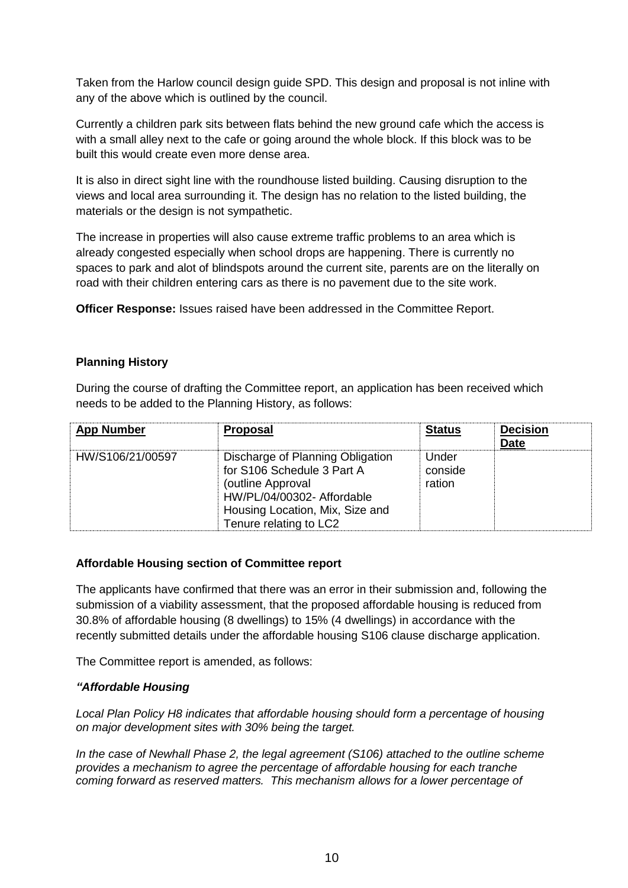Taken from the Harlow council design guide SPD. This design and proposal is not inline with any of the above which is outlined by the council.

Currently a children park sits between flats behind the new ground cafe which the access is with a small alley next to the cafe or going around the whole block. If this block was to be built this would create even more dense area.

It is also in direct sight line with the roundhouse listed building. Causing disruption to the views and local area surrounding it. The design has no relation to the listed building, the materials or the design is not sympathetic.

The increase in properties will also cause extreme traffic problems to an area which is already congested especially when school drops are happening. There is currently no spaces to park and alot of blindspots around the current site, parents are on the literally on road with their children entering cars as there is no pavement due to the site work.

**Officer Response:** Issues raised have been addressed in the Committee Report.

**Planning History**

During the course of drafting the Committee report, an application has been received which needs to be added to the Planning History, as follows:

| App Number | Proposal | Status | Decision Date |
|---|---|---|---|
| HW/S106/21/00597 | Discharge of Planning Obligation for S106 Schedule 3 Part A (outline Approval HW/PL/04/00302- Affordable Housing Location, Mix, Size and Tenure relating to LC2 | Under consideration | |

**Affordable Housing section of Committee report**

The applicants have confirmed that there was an error in their submission and, following the submission of a viability assessment, that the proposed affordable housing is reduced from 30.8% of affordable housing (8 dwellings) to 15% (4 dwellings) in accordance with the recently submitted details under the affordable housing S106 clause discharge application.

The Committee report is amended, as follows:

***"Affordable Housing***

*Local Plan Policy H8 indicates that affordable housing should form a percentage of housing on major development sites with 30% being the target.*

*In the case of Newhall Phase 2, the legal agreement (S106) attached to the outline scheme provides a mechanism to agree the percentage of affordable housing for each tranche coming forward as reserved matters. This mechanism allows for a lower percentage of*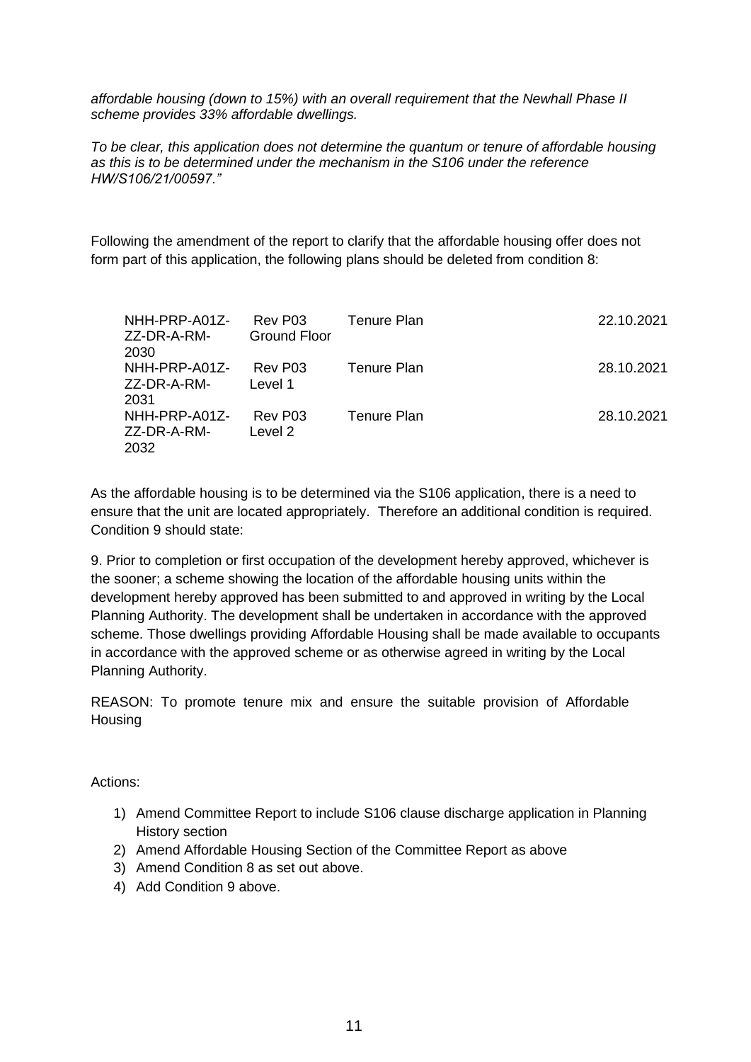*affordable housing (down to 15%) with an overall requirement that the Newhall Phase II scheme provides 33% affordable dwellings.*

*To be clear, this application does not determine the quantum or tenure of affordable housing as this is to be determined under the mechanism in the S106 under the reference HW/S106/21/00597."*

Following the amendment of the report to clarify that the affordable housing offer does not form part of this application, the following plans should be deleted from condition 8:

| | | | |
|---|---|---|---|
| NHH-PRP-A01Z-ZZ-DR-A-RM-2030 | Rev P03 Ground Floor | Tenure Plan | 22.10.2021 |
| NHH-PRP-A01Z-ZZ-DR-A-RM-2031 | Rev P03 Level 1 | Tenure Plan | 28.10.2021 |
| NHH-PRP-A01Z-ZZ-DR-A-RM-2032 | Rev P03 Level 2 | Tenure Plan | 28.10.2021 |

As the affordable housing is to be determined via the S106 application, there is a need to ensure that the unit are located appropriately. Therefore an additional condition is required. Condition 9 should state:

9. Prior to completion or first occupation of the development hereby approved, whichever is the sooner; a scheme showing the location of the affordable housing units within the development hereby approved has been submitted to and approved in writing by the Local Planning Authority. The development shall be undertaken in accordance with the approved scheme. Those dwellings providing Affordable Housing shall be made available to occupants in accordance with the approved scheme or as otherwise agreed in writing by the Local Planning Authority.

REASON: To promote tenure mix and ensure the suitable provision of Affordable Housing

Actions:

1) Amend Committee Report to include S106 clause discharge application in Planning History section
2) Amend Affordable Housing Section of the Committee Report as above
3) Amend Condition 8 as set out above.
4) Add Condition 9 above.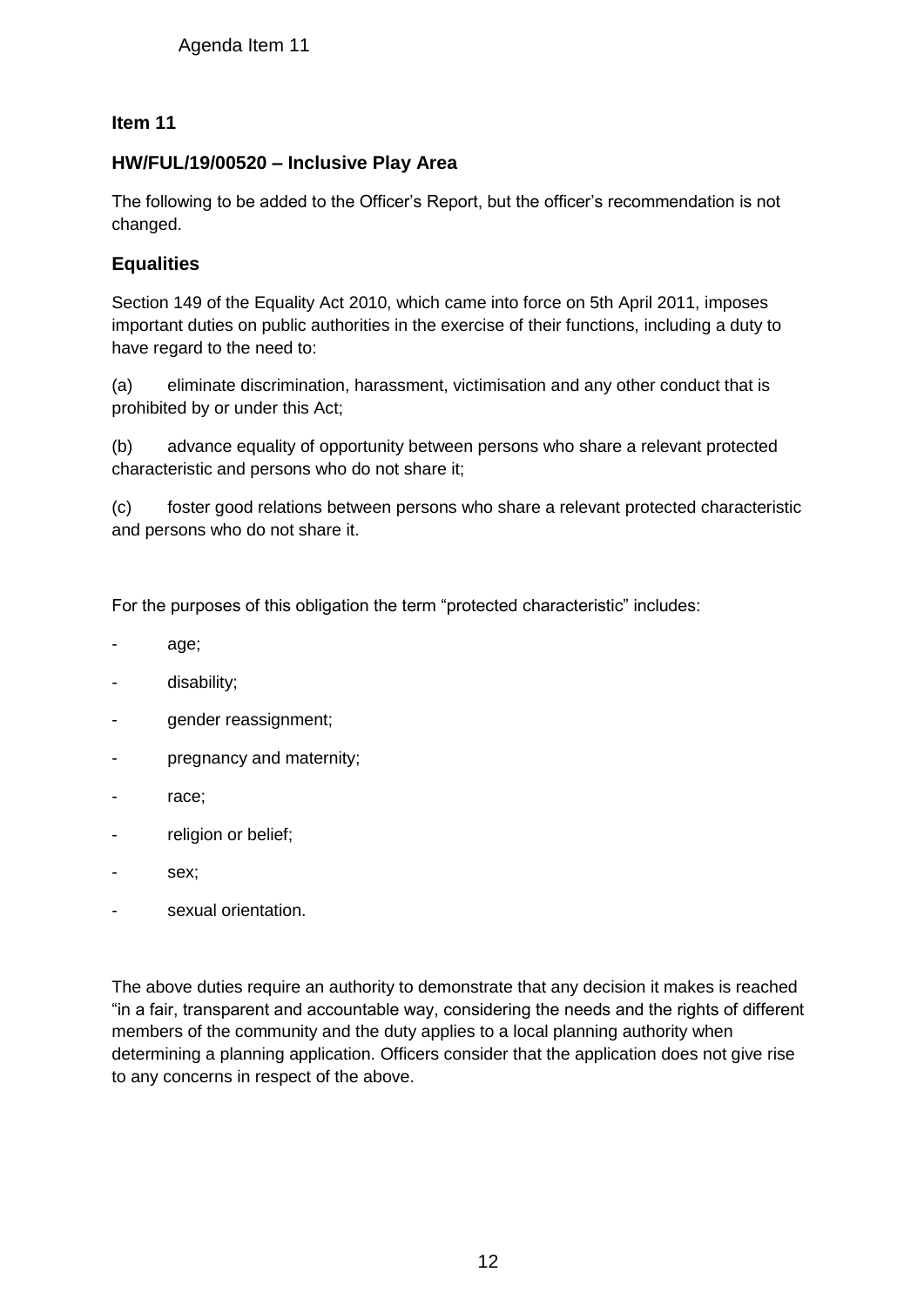Agenda Item 11

## Item 11

## HW/FUL/19/00520 – Inclusive Play Area

The following to be added to the Officer's Report, but the officer's recommendation is not changed.

### Equalities

Section 149 of the Equality Act 2010, which came into force on 5th April 2011, imposes important duties on public authorities in the exercise of their functions, including a duty to have regard to the need to:

(a) eliminate discrimination, harassment, victimisation and any other conduct that is prohibited by or under this Act;

(b) advance equality of opportunity between persons who share a relevant protected characteristic and persons who do not share it;

(c) foster good relations between persons who share a relevant protected characteristic and persons who do not share it.

For the purposes of this obligation the term "protected characteristic" includes:

- age;
- disability;
- gender reassignment;
- pregnancy and maternity;
- race;
- religion or belief;
- sex;
- sexual orientation.

The above duties require an authority to demonstrate that any decision it makes is reached "in a fair, transparent and accountable way, considering the needs and the rights of different members of the community and the duty applies to a local planning authority when determining a planning application. Officers consider that the application does not give rise to any concerns in respect of the above.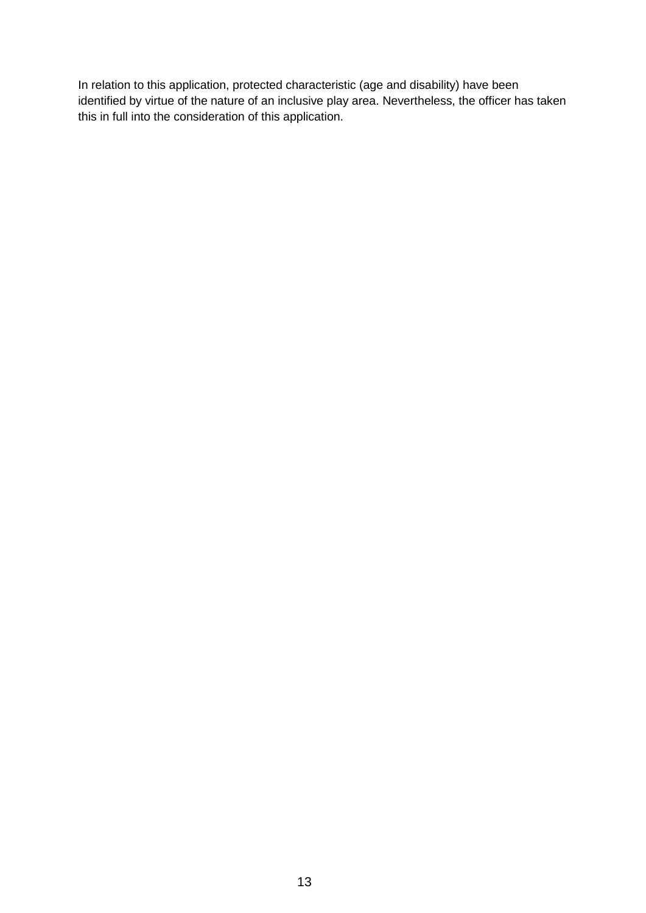In relation to this application, protected characteristic (age and disability) have been identified by virtue of the nature of an inclusive play area. Nevertheless, the officer has taken this in full into the consideration of this application.